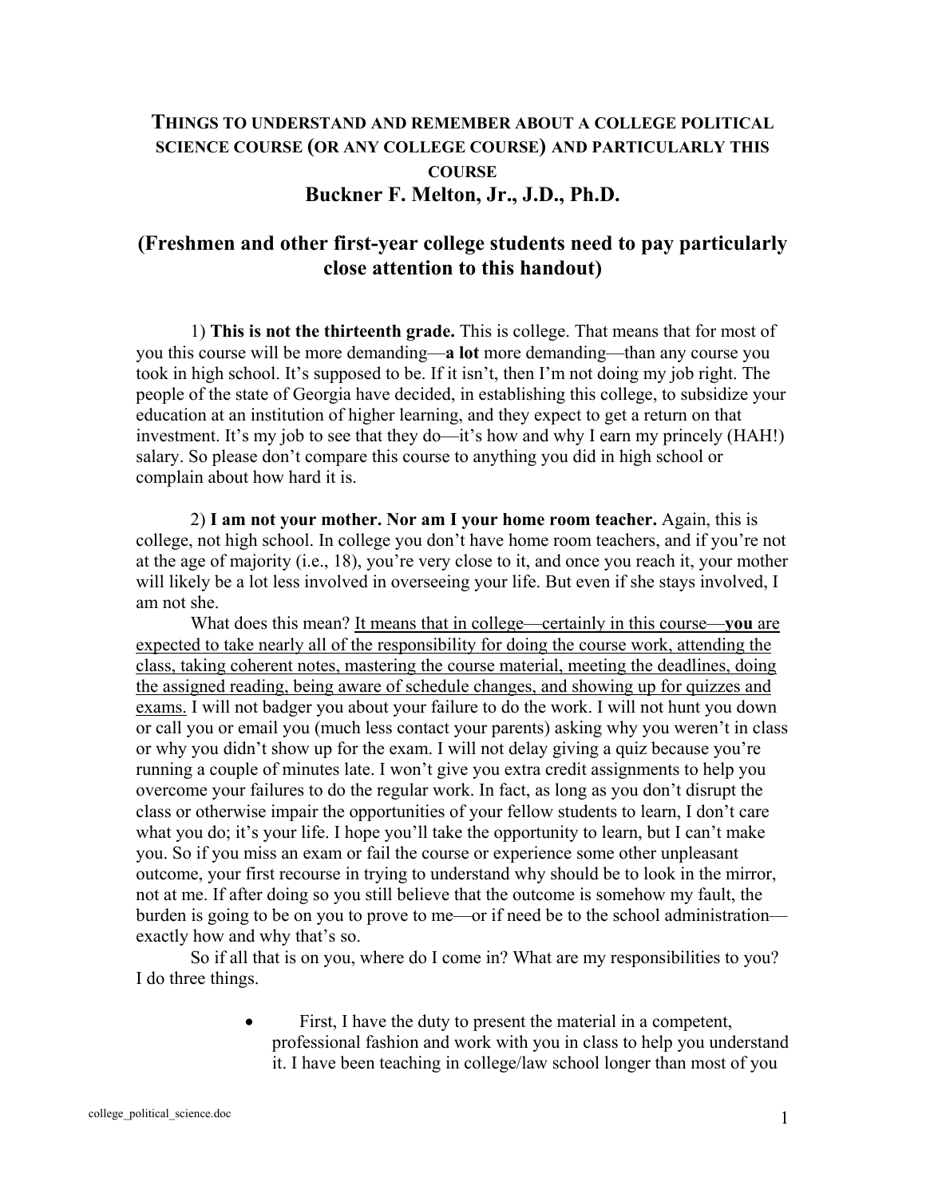# THINGS TO UNDERSTAND AND REMEMBER ABOUT A COLLEGE POLITICAL SCIENCE COURSE (OR ANY COLLEGE COURSE) AND PARTICULARLY THIS COURSE

**Buckner F. Melton, Jr., J.D., Ph.D.**

## (Freshmen and other first-year college students need to pay particularly close attention to this handout)

1) **This is not the thirteenth grade.** This is college. That means that for most of you this course will be more demanding—**a lot** more demanding—than any course you took in high school. It's supposed to be. If it isn't, then I'm not doing my job right. The people of the state of Georgia have decided, in establishing this college, to subsidize your education at an institution of higher learning, and they expect to get a return on that investment. It's my job to see that they do—it's how and why I earn my princely (HAH!) salary. So please don't compare this course to anything you did in high school or complain about how hard it is.

2) **I am not your mother. Nor am I your home room teacher.** Again, this is college, not high school. In college you don't have home room teachers, and if you're not at the age of majority (i.e., 18), you're very close to it, and once you reach it, your mother will likely be a lot less involved in overseeing your life. But even if she stays involved, I am not she.

What does this mean? <u>It means that in college—certainly in this course—**you** are expected to take nearly all of the responsibility for doing the course work, attending the class, taking coherent notes, mastering the course material, meeting the deadlines, doing the assigned reading, being aware of schedule changes, and showing up for quizzes and exams.</u> I will not badger you about your failure to do the work. I will not hunt you down or call you or email you (much less contact your parents) asking why you weren't in class or why you didn't show up for the exam. I will not delay giving a quiz because you're running a couple of minutes late. I won't give you extra credit assignments to help you overcome your failures to do the regular work. In fact, as long as you don't disrupt the class or otherwise impair the opportunities of your fellow students to learn, I don't care what you do; it's your life. I hope you'll take the opportunity to learn, but I can't make you. So if you miss an exam or fail the course or experience some other unpleasant outcome, your first recourse in trying to understand why should be to look in the mirror, not at me. If after doing so you still believe that the outcome is somehow my fault, the burden is going to be on you to prove to me—or if need be to the school administration—exactly how and why that's so.

So if all that is on you, where do I come in? What are my responsibilities to you? I do three things.

- First, I have the duty to present the material in a competent, professional fashion and work with you in class to help you understand it. I have been teaching in college/law school longer than most of you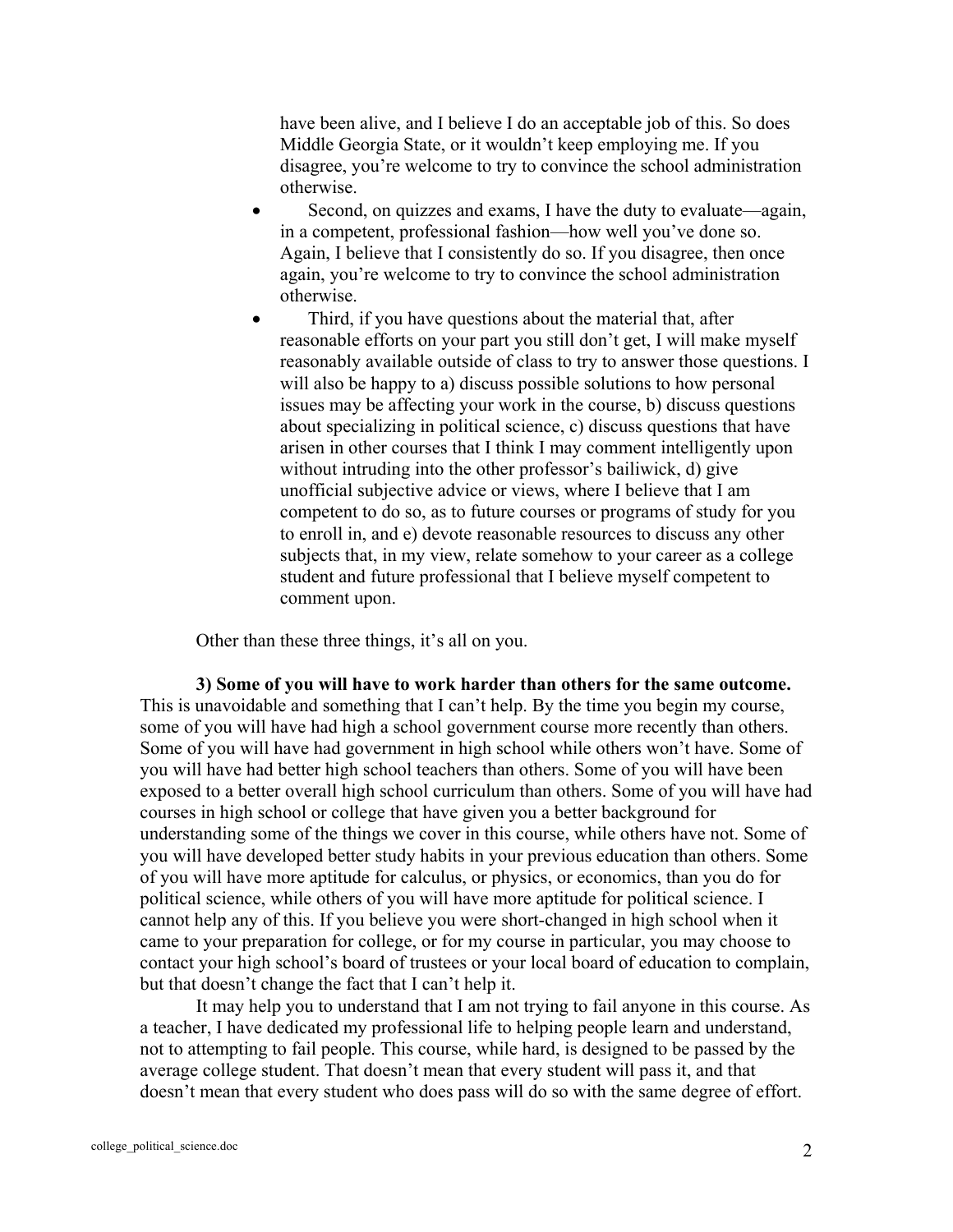have been alive, and I believe I do an acceptable job of this. So does Middle Georgia State, or it wouldn't keep employing me. If you disagree, you're welcome to try to convince the school administration otherwise.

- Second, on quizzes and exams, I have the duty to evaluate—again, in a competent, professional fashion—how well you've done so. Again, I believe that I consistently do so. If you disagree, then once again, you're welcome to try to convince the school administration otherwise.
- Third, if you have questions about the material that, after reasonable efforts on your part you still don't get, I will make myself reasonably available outside of class to try to answer those questions. I will also be happy to a) discuss possible solutions to how personal issues may be affecting your work in the course, b) discuss questions about specializing in political science, c) discuss questions that have arisen in other courses that I think I may comment intelligently upon without intruding into the other professor's bailiwick, d) give unofficial subjective advice or views, where I believe that I am competent to do so, as to future courses or programs of study for you to enroll in, and e) devote reasonable resources to discuss any other subjects that, in my view, relate somehow to your career as a college student and future professional that I believe myself competent to comment upon.

Other than these three things, it's all on you.

**3) Some of you will have to work harder than others for the same outcome.** This is unavoidable and something that I can't help. By the time you begin my course, some of you will have had high a school government course more recently than others. Some of you will have had government in high school while others won't have. Some of you will have had better high school teachers than others. Some of you will have been exposed to a better overall high school curriculum than others. Some of you will have had courses in high school or college that have given you a better background for understanding some of the things we cover in this course, while others have not. Some of you will have developed better study habits in your previous education than others. Some of you will have more aptitude for calculus, or physics, or economics, than you do for political science, while others of you will have more aptitude for political science. I cannot help any of this. If you believe you were short-changed in high school when it came to your preparation for college, or for my course in particular, you may choose to contact your high school's board of trustees or your local board of education to complain, but that doesn't change the fact that I can't help it.

It may help you to understand that I am not trying to fail anyone in this course. As a teacher, I have dedicated my professional life to helping people learn and understand, not to attempting to fail people. This course, while hard, is designed to be passed by the average college student. That doesn't mean that every student will pass it, and that doesn't mean that every student who does pass will do so with the same degree of effort.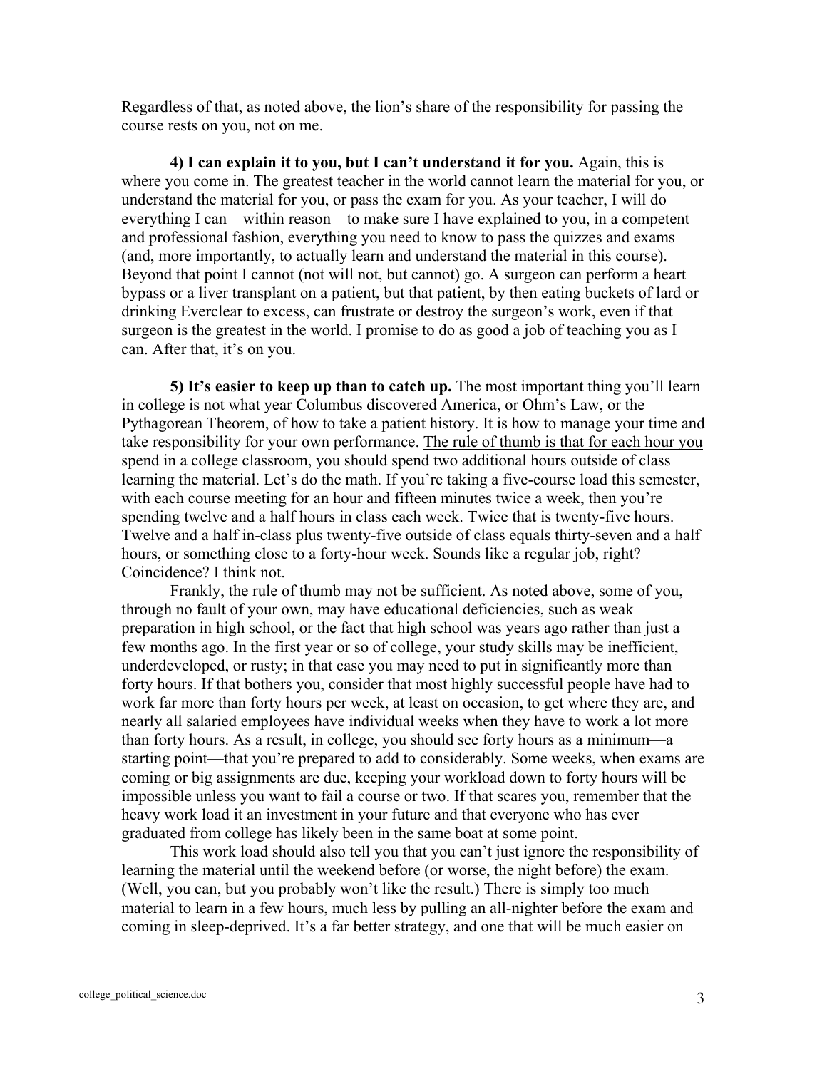Regardless of that, as noted above, the lion's share of the responsibility for passing the course rests on you, not on me.

**4) I can explain it to you, but I can't understand it for you.** Again, this is where you come in. The greatest teacher in the world cannot learn the material for you, or understand the material for you, or pass the exam for you. As your teacher, I will do everything I can—within reason—to make sure I have explained to you, in a competent and professional fashion, everything you need to know to pass the quizzes and exams (and, more importantly, to actually learn and understand the material in this course). Beyond that point I cannot (not <u>will not</u>, but <u>cannot</u>) go. A surgeon can perform a heart bypass or a liver transplant on a patient, but that patient, by then eating buckets of lard or drinking Everclear to excess, can frustrate or destroy the surgeon's work, even if that surgeon is the greatest in the world. I promise to do as good a job of teaching you as I can. After that, it's on you.

**5) It's easier to keep up than to catch up.** The most important thing you'll learn in college is not what year Columbus discovered America, or Ohm's Law, or the Pythagorean Theorem, of how to take a patient history. It is how to manage your time and take responsibility for your own performance. <u>The rule of thumb is that for each hour you spend in a college classroom, you should spend two additional hours outside of class learning the material.</u> Let's do the math. If you're taking a five-course load this semester, with each course meeting for an hour and fifteen minutes twice a week, then you're spending twelve and a half hours in class each week. Twice that is twenty-five hours. Twelve and a half in-class plus twenty-five outside of class equals thirty-seven and a half hours, or something close to a forty-hour week. Sounds like a regular job, right? Coincidence? I think not.

Frankly, the rule of thumb may not be sufficient. As noted above, some of you, through no fault of your own, may have educational deficiencies, such as weak preparation in high school, or the fact that high school was years ago rather than just a few months ago. In the first year or so of college, your study skills may be inefficient, underdeveloped, or rusty; in that case you may need to put in significantly more than forty hours. If that bothers you, consider that most highly successful people have had to work far more than forty hours per week, at least on occasion, to get where they are, and nearly all salaried employees have individual weeks when they have to work a lot more than forty hours. As a result, in college, you should see forty hours as a minimum—a starting point—that you're prepared to add to considerably. Some weeks, when exams are coming or big assignments are due, keeping your workload down to forty hours will be impossible unless you want to fail a course or two. If that scares you, remember that the heavy work load it an investment in your future and that everyone who has ever graduated from college has likely been in the same boat at some point.

This work load should also tell you that you can't just ignore the responsibility of learning the material until the weekend before (or worse, the night before) the exam. (Well, you can, but you probably won't like the result.) There is simply too much material to learn in a few hours, much less by pulling an all-nighter before the exam and coming in sleep-deprived. It's a far better strategy, and one that will be much easier on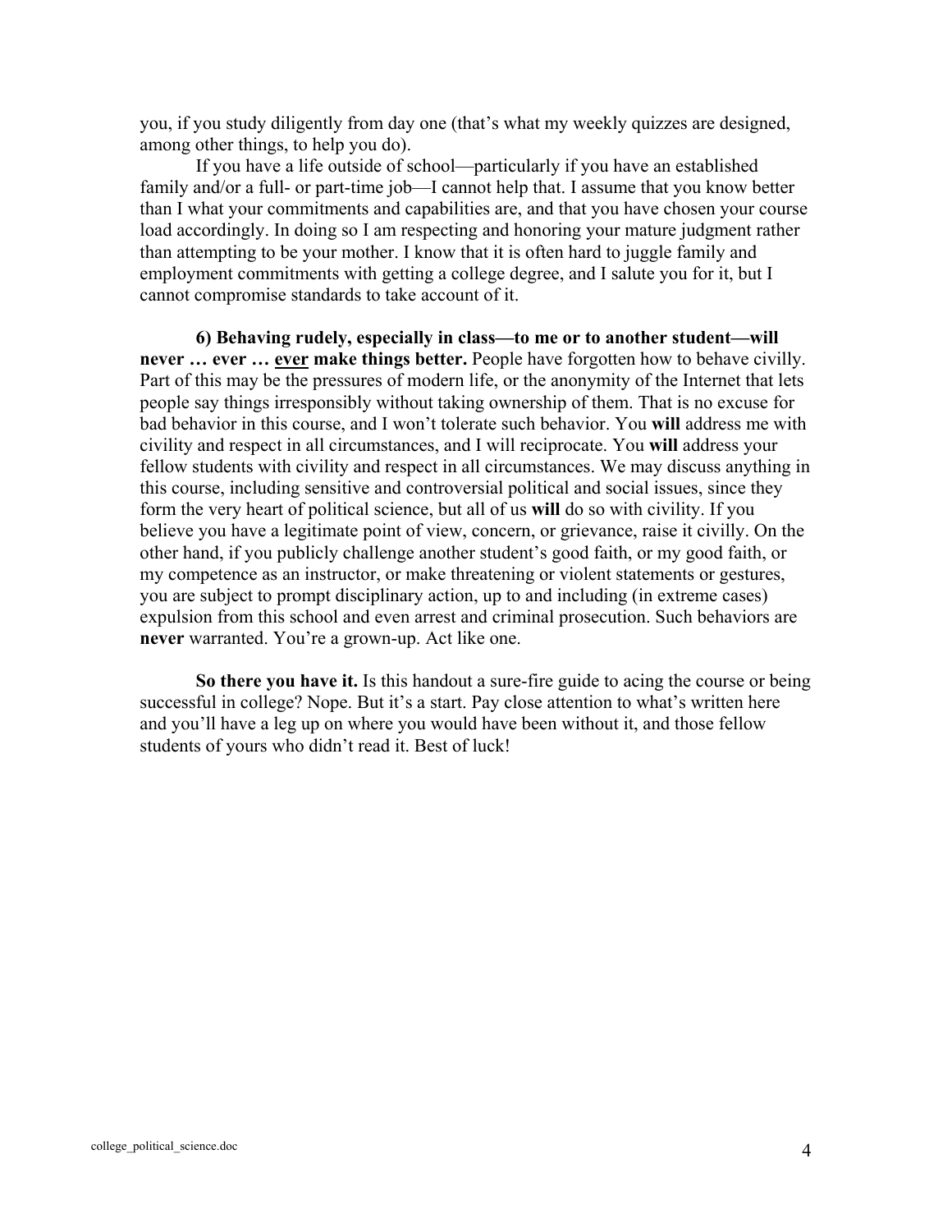you, if you study diligently from day one (that's what my weekly quizzes are designed, among other things, to help you do).

If you have a life outside of school—particularly if you have an established family and/or a full- or part-time job—I cannot help that. I assume that you know better than I what your commitments and capabilities are, and that you have chosen your course load accordingly. In doing so I am respecting and honoring your mature judgment rather than attempting to be your mother. I know that it is often hard to juggle family and employment commitments with getting a college degree, and I salute you for it, but I cannot compromise standards to take account of it.

**6) Behaving rudely, especially in class—to me or to another student—will never … ever … <u>ever</u> make things better.** People have forgotten how to behave civilly. Part of this may be the pressures of modern life, or the anonymity of the Internet that lets people say things irresponsibly without taking ownership of them. That is no excuse for bad behavior in this course, and I won't tolerate such behavior. You **will** address me with civility and respect in all circumstances, and I will reciprocate. You **will** address your fellow students with civility and respect in all circumstances. We may discuss anything in this course, including sensitive and controversial political and social issues, since they form the very heart of political science, but all of us **will** do so with civility. If you believe you have a legitimate point of view, concern, or grievance, raise it civilly. On the other hand, if you publicly challenge another student's good faith, or my good faith, or my competence as an instructor, or make threatening or violent statements or gestures, you are subject to prompt disciplinary action, up to and including (in extreme cases) expulsion from this school and even arrest and criminal prosecution. Such behaviors are **never** warranted. You're a grown-up. Act like one.

**So there you have it.** Is this handout a sure-fire guide to acing the course or being successful in college? Nope. But it's a start. Pay close attention to what's written here and you'll have a leg up on where you would have been without it, and those fellow students of yours who didn't read it. Best of luck!